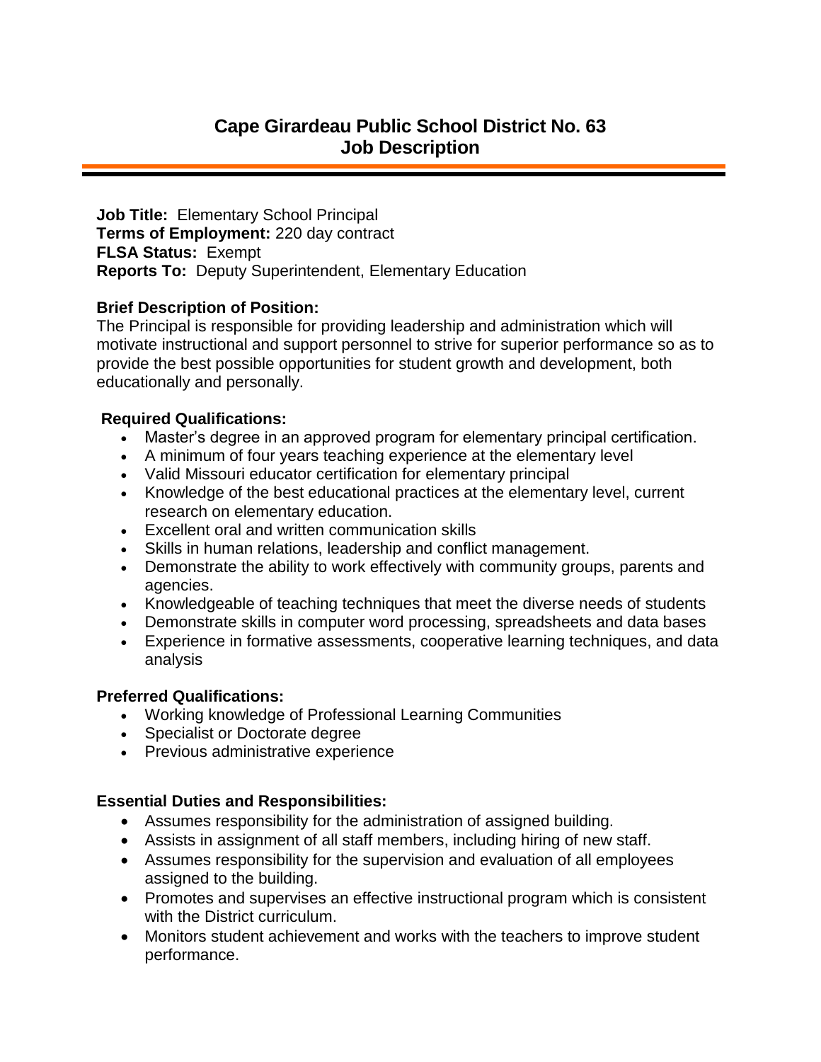# Cape Girardeau Public School District No. 63
# Job Description

**Job Title:** Elementary School Principal
**Terms of Employment:** 220 day contract
**FLSA Status:** Exempt
**Reports To:** Deputy Superintendent, Elementary Education

**Brief Description of Position:**
The Principal is responsible for providing leadership and administration which will motivate instructional and support personnel to strive for superior performance so as to provide the best possible opportunities for student growth and development, both educationally and personally.

**Required Qualifications:**

- Master's degree in an approved program for elementary principal certification.
- A minimum of four years teaching experience at the elementary level
- Valid Missouri educator certification for elementary principal
- Knowledge of the best educational practices at the elementary level, current research on elementary education.
- Excellent oral and written communication skills
- Skills in human relations, leadership and conflict management.
- Demonstrate the ability to work effectively with community groups, parents and agencies.
- Knowledgeable of teaching techniques that meet the diverse needs of students
- Demonstrate skills in computer word processing, spreadsheets and data bases
- Experience in formative assessments, cooperative learning techniques, and data analysis

**Preferred Qualifications:**

- Working knowledge of Professional Learning Communities
- Specialist or Doctorate degree
- Previous administrative experience

**Essential Duties and Responsibilities:**

- Assumes responsibility for the administration of assigned building.
- Assists in assignment of all staff members, including hiring of new staff.
- Assumes responsibility for the supervision and evaluation of all employees assigned to the building.
- Promotes and supervises an effective instructional program which is consistent with the District curriculum.
- Monitors student achievement and works with the teachers to improve student performance.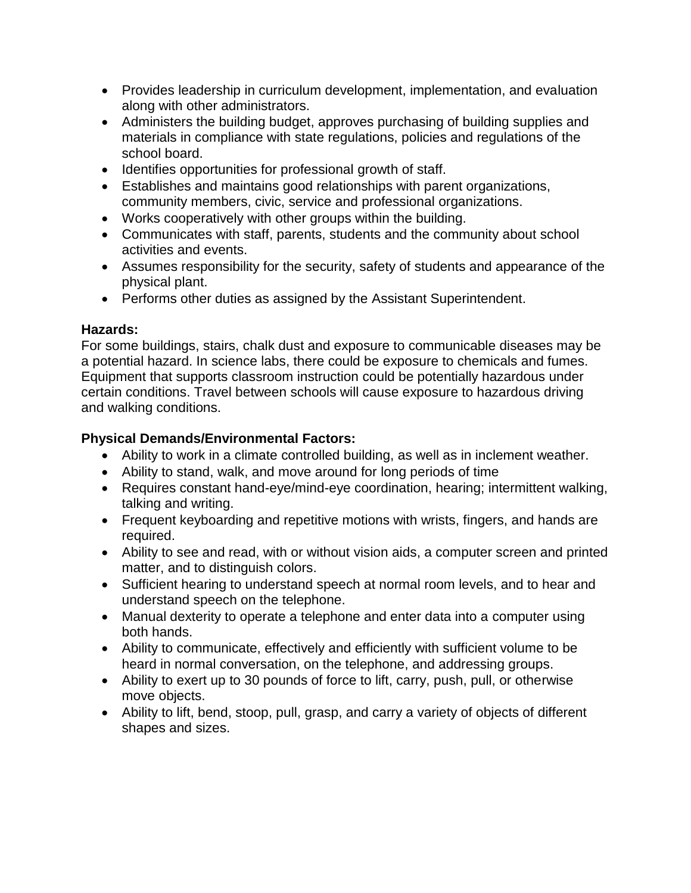- Provides leadership in curriculum development, implementation, and evaluation along with other administrators.
- Administers the building budget, approves purchasing of building supplies and materials in compliance with state regulations, policies and regulations of the school board.
- Identifies opportunities for professional growth of staff.
- Establishes and maintains good relationships with parent organizations, community members, civic, service and professional organizations.
- Works cooperatively with other groups within the building.
- Communicates with staff, parents, students and the community about school activities and events.
- Assumes responsibility for the security, safety of students and appearance of the physical plant.
- Performs other duties as assigned by the Assistant Superintendent.

**Hazards:**
For some buildings, stairs, chalk dust and exposure to communicable diseases may be a potential hazard. In science labs, there could be exposure to chemicals and fumes. Equipment that supports classroom instruction could be potentially hazardous under certain conditions. Travel between schools will cause exposure to hazardous driving and walking conditions.

**Physical Demands/Environmental Factors:**

- Ability to work in a climate controlled building, as well as in inclement weather.
- Ability to stand, walk, and move around for long periods of time
- Requires constant hand-eye/mind-eye coordination, hearing; intermittent walking, talking and writing.
- Frequent keyboarding and repetitive motions with wrists, fingers, and hands are required.
- Ability to see and read, with or without vision aids, a computer screen and printed matter, and to distinguish colors.
- Sufficient hearing to understand speech at normal room levels, and to hear and understand speech on the telephone.
- Manual dexterity to operate a telephone and enter data into a computer using both hands.
- Ability to communicate, effectively and efficiently with sufficient volume to be heard in normal conversation, on the telephone, and addressing groups.
- Ability to exert up to 30 pounds of force to lift, carry, push, pull, or otherwise move objects.
- Ability to lift, bend, stoop, pull, grasp, and carry a variety of objects of different shapes and sizes.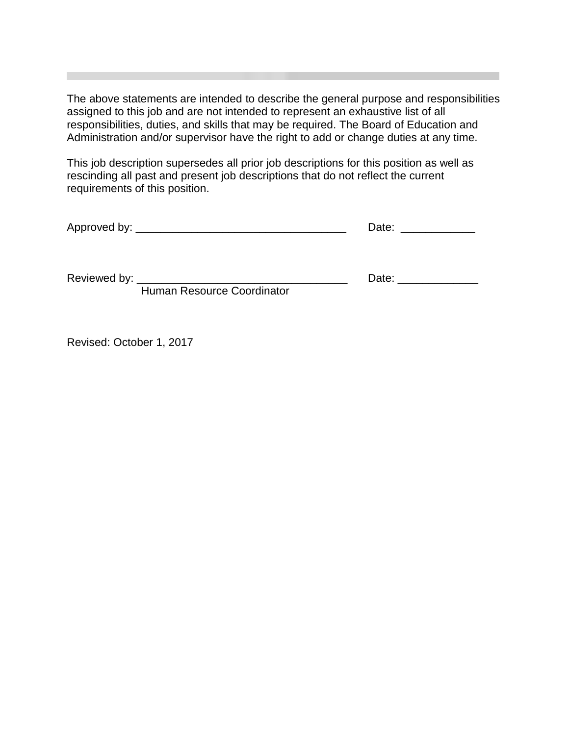The above statements are intended to describe the general purpose and responsibilities assigned to this job and are not intended to represent an exhaustive list of all responsibilities, duties, and skills that may be required. The Board of Education and Administration and/or supervisor have the right to add or change duties at any time.

This job description supersedes all prior job descriptions for this position as well as rescinding all past and present job descriptions that do not reflect the current requirements of this position.

Approved by: __________________________________ Date: ____________

Reviewed by: __________________________________ Date: _____________
Human Resource Coordinator

Revised: October 1, 2017